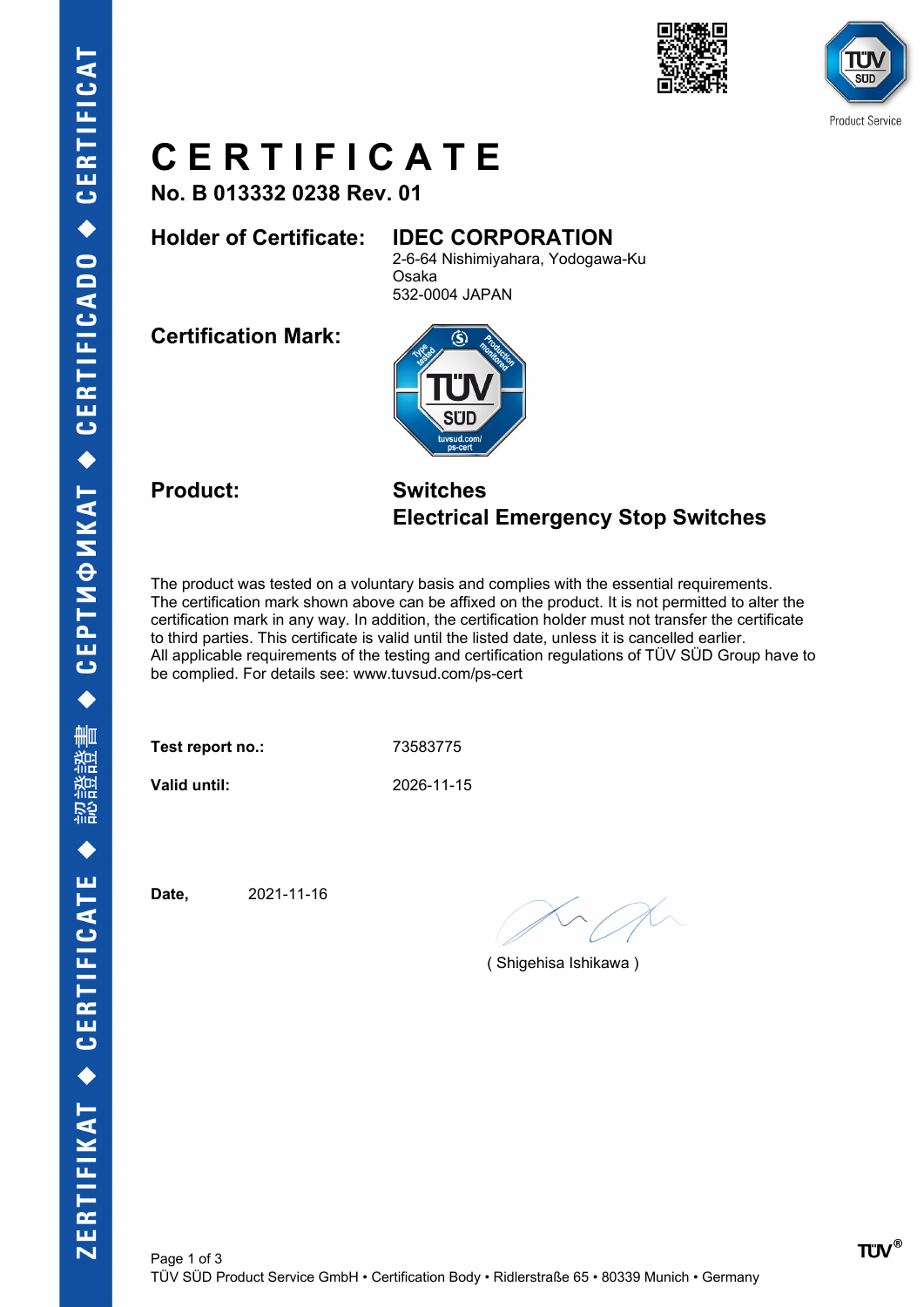# CERTIFICATE

**No. B 013332 0238 Rev. 01**

**Holder of Certificate:** **IDEC CORPORATION**
2-6-64 Nishimiyahara, Yodogawa-Ku
Osaka
532-0004 JAPAN

**Certification Mark:**

**Product:** **Switches**
**Electrical Emergency Stop Switches**

The product was tested on a voluntary basis and complies with the essential requirements. The certification mark shown above can be affixed on the product. It is not permitted to alter the certification mark in any way. In addition, the certification holder must not transfer the certificate to third parties. This certificate is valid until the listed date, unless it is cancelled earlier.
All applicable requirements of the testing and certification regulations of TÜV SÜD Group have to be complied. For details see: www.tuvsud.com/ps-cert

**Test report no.:** 73583775

**Valid until:** 2026-11-15

**Date,** 2021-11-16

( Shigehisa Ishikawa )

TÜV SÜD Product Service GmbH • Certification Body • Ridlerstraße 65 • 80339 Munich • Germany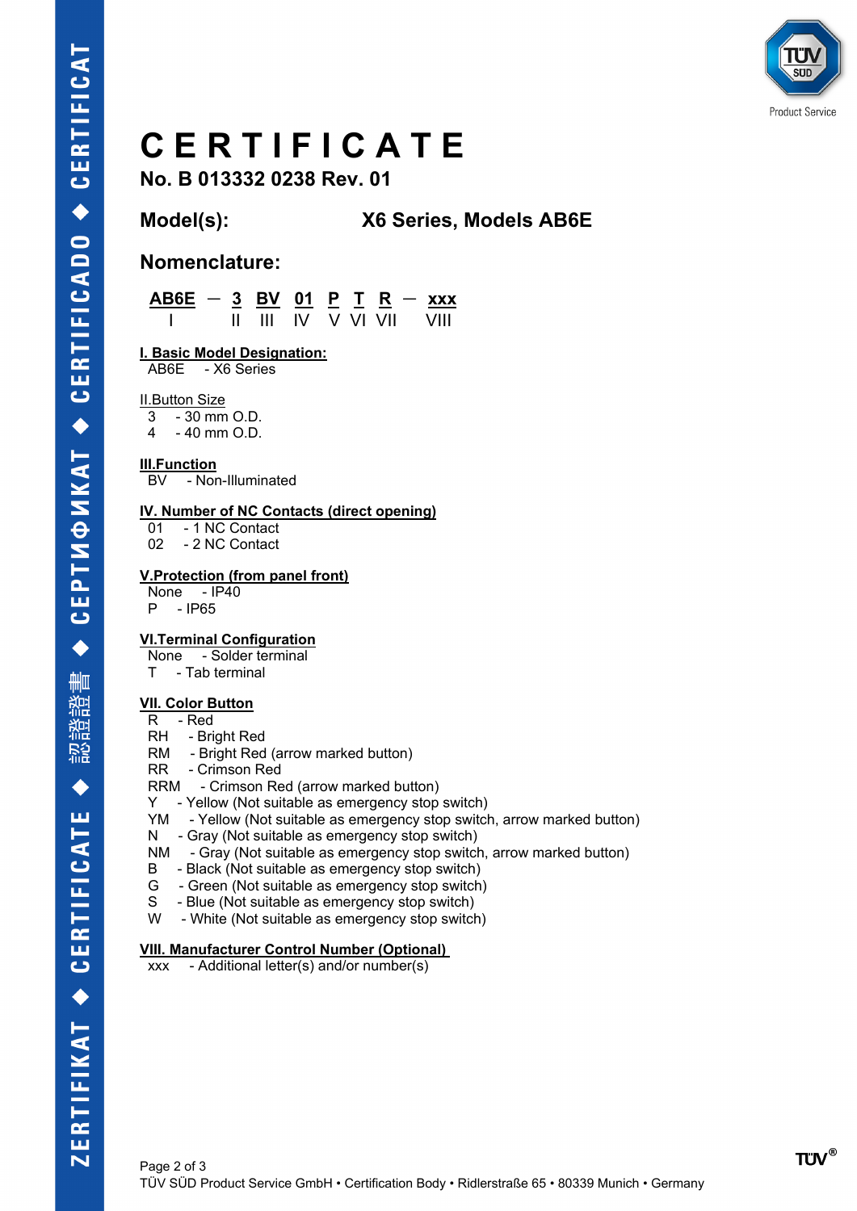# CERTIFICATE

**No. B 013332 0238 Rev. 01**

**Model(s):** **X6 Series, Models AB6E**

## Nomenclature:

| AB6E | — | 3 | BV | 01 | P | T | R | — | xxx |
|---|---|---|---|---|---|---|---|---|---|
| I | | II | III | IV | V | VI | VII | | VIII |

**I. Basic Model Designation:**
AB6E - X6 Series

II.Button Size
3 - 30 mm O.D.
4 - 40 mm O.D.

**III.Function**
BV - Non-Illuminated

**IV. Number of NC Contacts (direct opening)**
01 - 1 NC Contact
02 - 2 NC Contact

**V.Protection (from panel front)**
None - IP40
P - IP65

**VI.Terminal Configuration**
None - Solder terminal
T - Tab terminal

**VII. Color Button**
R - Red
RH - Bright Red
RM - Bright Red (arrow marked button)
RR - Crimson Red
RRM - Crimson Red (arrow marked button)
Y - Yellow (Not suitable as emergency stop switch)
YM - Yellow (Not suitable as emergency stop switch, arrow marked button)
N - Gray (Not suitable as emergency stop switch)
NM - Gray (Not suitable as emergency stop switch, arrow marked button)
B - Black (Not suitable as emergency stop switch)
G - Green (Not suitable as emergency stop switch)
S - Blue (Not suitable as emergency stop switch)
W - White (Not suitable as emergency stop switch)

**VIII. Manufacturer Control Number (Optional)**
xxx - Additional letter(s) and/or number(s)

TÜV SÜD Product Service GmbH • Certification Body • Ridlerstraße 65 • 80339 Munich • Germany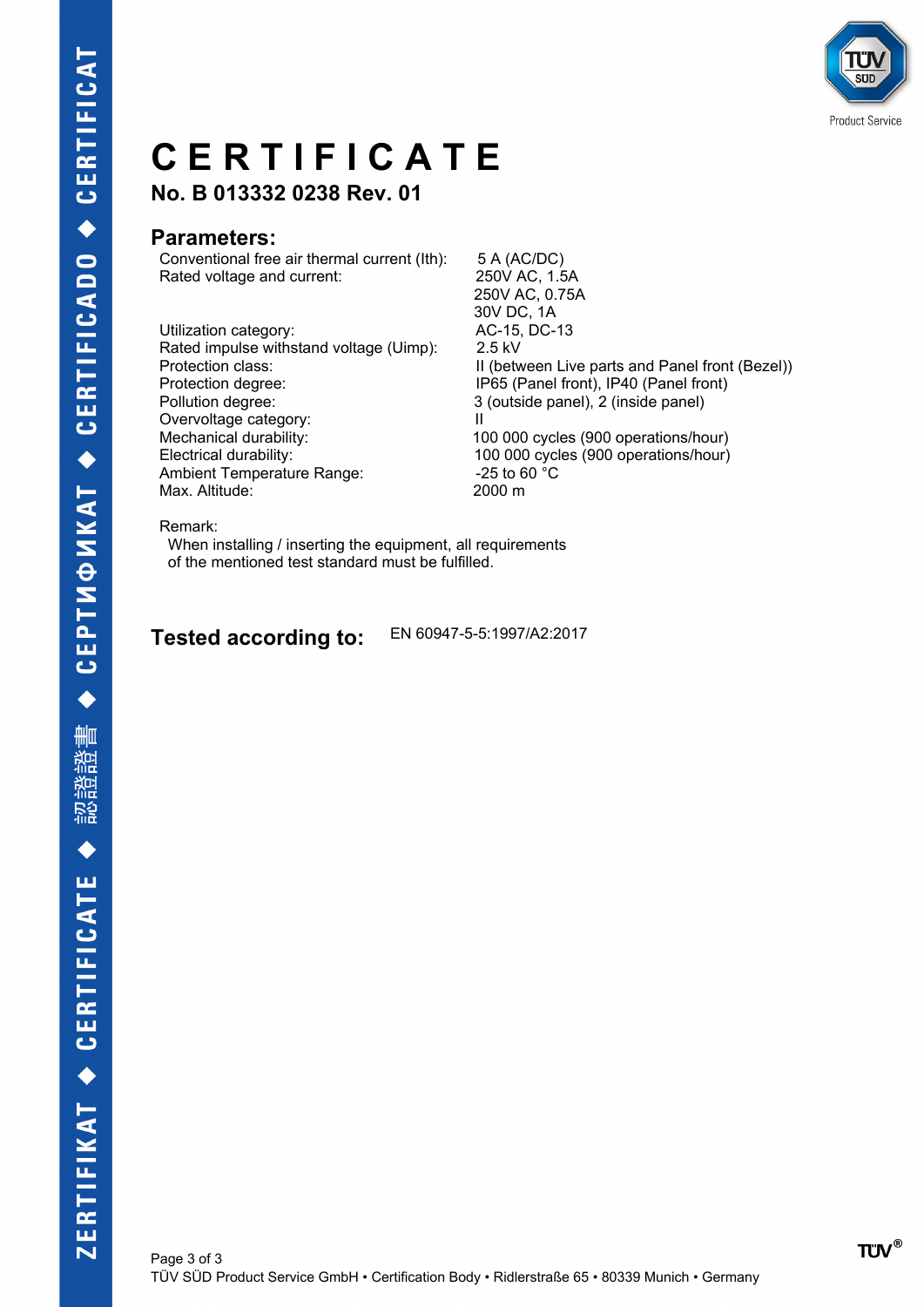# CERTIFICATE

**No. B 013332 0238 Rev. 01**

## Parameters:

| | |
|---|---|
| Conventional free air thermal current (Ith): | 5 A (AC/DC) |
| Rated voltage and current: | 250V AC, 1.5A |
| | 250V AC, 0.75A |
| | 30V DC, 1A |
| Utilization category: | AC-15, DC-13 |
| Rated impulse withstand voltage (Uimp): | 2.5 kV |
| Protection class: | II (between Live parts and Panel front (Bezel)) |
| Protection degree: | IP65 (Panel front), IP40 (Panel front) |
| Pollution degree: | 3 (outside panel), 2 (inside panel) |
| Overvoltage category: | II |
| Mechanical durability: | 100 000 cycles (900 operations/hour) |
| Electrical durability: | 100 000 cycles (900 operations/hour) |
| Ambient Temperature Range: | -25 to 60 °C |
| Max. Altitude: | 2000 m |

Remark:
When installing / inserting the equipment, all requirements of the mentioned test standard must be fulfilled.

**Tested according to:** EN 60947-5-5:1997/A2:2017

TÜV SÜD Product Service GmbH • Certification Body • Ridlerstraße 65 • 80339 Munich • Germany